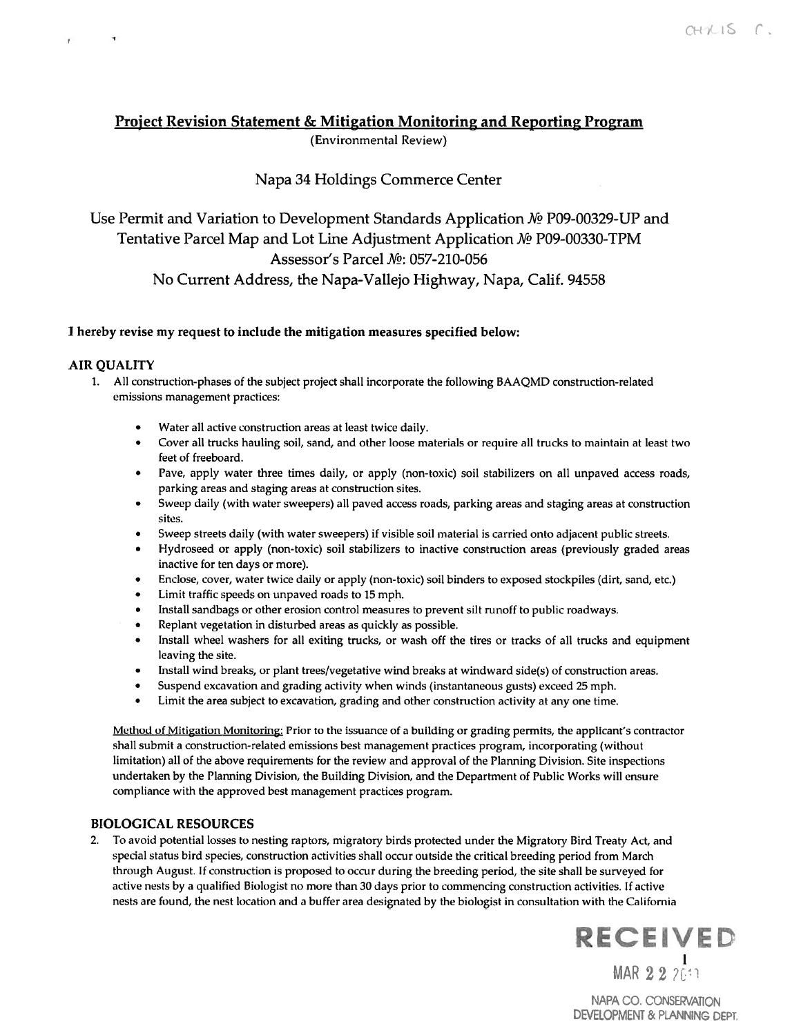## Project Revision Statement & Mitigation Monitoring and Reporting Program

(Environmental Review)

### Napa 34 Holdings Commerce Center

### Use Permit and Variation to Development Standards Application № P09-00329-UP and Tentative Parcel Map and Lot Line Adjustment Application № P09-00330-TPM
### Assessor's Parcel №: 057-210-056
### No Current Address, the Napa-Vallejo Highway, Napa, Calif. 94558

**I hereby revise my request to include the mitigation measures specified below:**

**AIR QUALITY**

1. All construction-phases of the subject project shall incorporate the following BAAQMD construction-related emissions management practices:

   - Water all active construction areas at least twice daily.
   - Cover all trucks hauling soil, sand, and other loose materials or require all trucks to maintain at least two feet of freeboard.
   - Pave, apply water three times daily, or apply (non-toxic) soil stabilizers on all unpaved access roads, parking areas and staging areas at construction sites.
   - Sweep daily (with water sweepers) all paved access roads, parking areas and staging areas at construction sites.
   - Sweep streets daily (with water sweepers) if visible soil material is carried onto adjacent public streets.
   - Hydroseed or apply (non-toxic) soil stabilizers to inactive construction areas (previously graded areas inactive for ten days or more).
   - Enclose, cover, water twice daily or apply (non-toxic) soil binders to exposed stockpiles (dirt, sand, etc.)
   - Limit traffic speeds on unpaved roads to 15 mph.
   - Install sandbags or other erosion control measures to prevent silt runoff to public roadways.
   - Replant vegetation in disturbed areas as quickly as possible.
   - Install wheel washers for all exiting trucks, or wash off the tires or tracks of all trucks and equipment leaving the site.
   - Install wind breaks, or plant trees/vegetative wind breaks at windward side(s) of construction areas.
   - Suspend excavation and grading activity when winds (instantaneous gusts) exceed 25 mph.
   - Limit the area subject to excavation, grading and other construction activity at any one time.

   Method of Mitigation Monitoring: Prior to the issuance of a building or grading permits, the applicant's contractor shall submit a construction-related emissions best management practices program, incorporating (without limitation) all of the above requirements for the review and approval of the Planning Division. Site inspections undertaken by the Planning Division, the Building Division, and the Department of Public Works will ensure compliance with the approved best management practices program.

**BIOLOGICAL RESOURCES**

2. To avoid potential losses to nesting raptors, migratory birds protected under the Migratory Bird Treaty Act, and special status bird species, construction activities shall occur outside the critical breeding period from March through August. If construction is proposed to occur during the breeding period, the site shall be surveyed for active nests by a qualified Biologist no more than 30 days prior to commencing construction activities. If active nests are found, the nest location and a buffer area designated by the biologist in consultation with the California

RECEIVED
MAR 22 2011
NAPA CO. CONSERVATION DEVELOPMENT & PLANNING DEPT.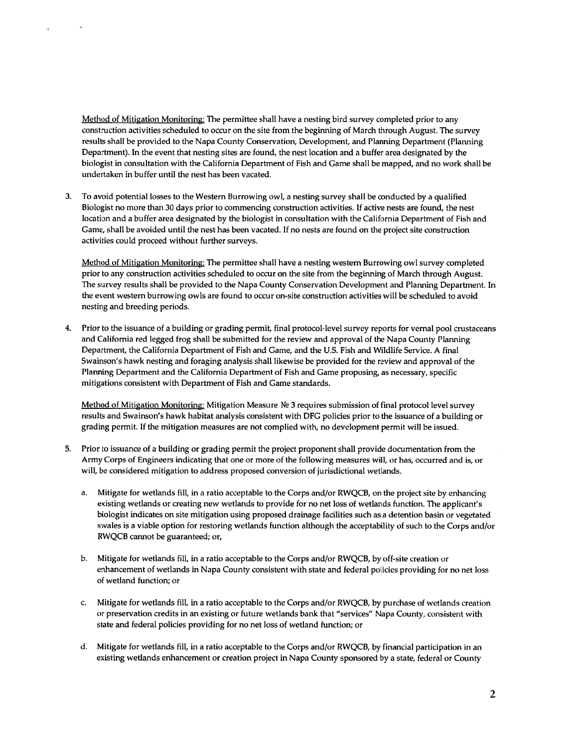Method of Mitigation Monitoring: The permittee shall have a nesting bird survey completed prior to any construction activities scheduled to occur on the site from the beginning of March through August. The survey results shall be provided to the Napa County Conservation, Development, and Planning Department (Planning Department). In the event that nesting sites are found, the nest location and a buffer area designated by the biologist in consultation with the California Department of Fish and Game shall be mapped, and no work shall be undertaken in buffer until the nest has been vacated.

3. To avoid potential losses to the Western Burrowing owl, a nesting survey shall be conducted by a qualified Biologist no more than 30 days prior to commencing construction activities. If active nests are found, the nest location and a buffer area designated by the biologist in consultation with the California Department of Fish and Game, shall be avoided until the nest has been vacated. If no nests are found on the project site construction activities could proceed without further surveys.

   Method of Mitigation Monitoring: The permittee shall have a nesting western Burrowing owl survey completed prior to any construction activities scheduled to occur on the site from the beginning of March through August. The survey results shall be provided to the Napa County Conservation Development and Planning Department. In the event western burrowing owls are found to occur on-site construction activities will be scheduled to avoid nesting and breeding periods.

4. Prior to the issuance of a building or grading permit, final protocol-level survey reports for vernal pool crustaceans and California red legged frog shall be submitted for the review and approval of the Napa County Planning Department, the California Department of Fish and Game, and the U.S. Fish and Wildlife Service. A final Swainson's hawk nesting and foraging analysis shall likewise be provided for the review and approval of the Planning Department and the California Department of Fish and Game proposing, as necessary, specific mitigations consistent with Department of Fish and Game standards.

   Method of Mitigation Monitoring: Mitigation Measure № 3 requires submission of final protocol level survey results and Swainson's hawk habitat analysis consistent with DFG policies prior to the issuance of a building or grading permit. If the mitigation measures are not complied with, no development permit will be issued.

5. Prior to issuance of a building or grading permit the project proponent shall provide documentation from the Army Corps of Engineers indicating that one or more of the following measures will, or has, occurred and is, or will, be considered mitigation to address proposed conversion of jurisdictional wetlands.

   a. Mitigate for wetlands fill, in a ratio acceptable to the Corps and/or RWQCB, on the project site by enhancing existing wetlands or creating new wetlands to provide for no net loss of wetlands function. The applicant's biologist indicates on site mitigation using proposed drainage facilities such as a detention basin or vegetated swales is a viable option for restoring wetlands function although the acceptability of such to the Corps and/or RWQCB cannot be guaranteed; or,

   b. Mitigate for wetlands fill, in a ratio acceptable to the Corps and/or RWQCB, by off-site creation or enhancement of wetlands in Napa County consistent with state and federal policies providing for no net loss of wetland function; or

   c. Mitigate for wetlands fill, in a ratio acceptable to the Corps and/or RWQCB, by purchase of wetlands creation or preservation credits in an existing or future wetlands bank that "services" Napa County, consistent with state and federal policies providing for no net loss of wetland function; or

   d. Mitigate for wetlands fill, in a ratio acceptable to the Corps and/or RWQCB, by financial participation in an existing wetlands enhancement or creation project in Napa County sponsored by a state, federal or County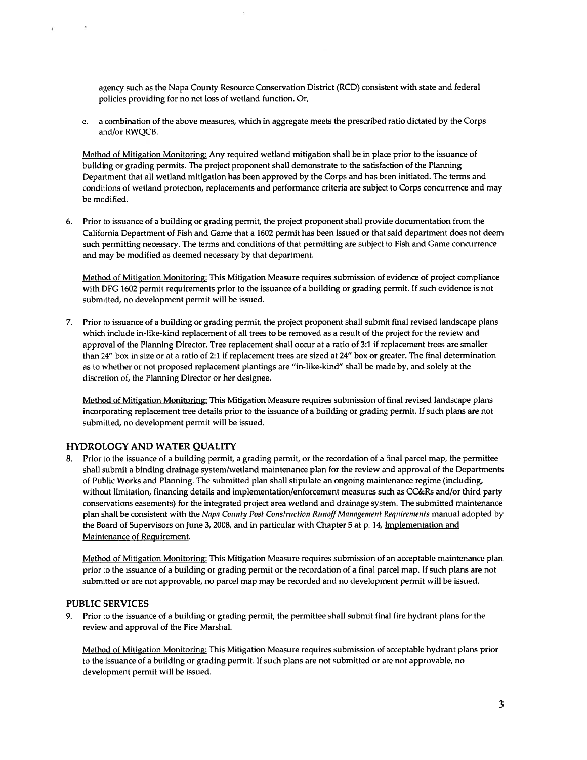agency such as the Napa County Resource Conservation District (RCD) consistent with state and federal policies providing for no net loss of wetland function. Or,

e. a combination of the above measures, which in aggregate meets the prescribed ratio dictated by the Corps and/or RWQCB.

Method of Mitigation Monitoring: Any required wetland mitigation shall be in place prior to the issuance of building or grading permits. The project proponent shall demonstrate to the satisfaction of the Planning Department that all wetland mitigation has been approved by the Corps and has been initiated. The terms and conditions of wetland protection, replacements and performance criteria are subject to Corps concurrence and may be modified.

6. Prior to issuance of a building or grading permit, the project proponent shall provide documentation from the California Department of Fish and Game that a 1602 permit has been issued or that said department does not deem such permitting necessary. The terms and conditions of that permitting are subject to Fish and Game concurrence and may be modified as deemed necessary by that department.

   Method of Mitigation Monitoring: This Mitigation Measure requires submission of evidence of project compliance with DFG 1602 permit requirements prior to the issuance of a building or grading permit. If such evidence is not submitted, no development permit will be issued.

7. Prior to issuance of a building or grading permit, the project proponent shall submit final revised landscape plans which include in-like-kind replacement of all trees to be removed as a result of the project for the review and approval of the Planning Director. Tree replacement shall occur at a ratio of 3:1 if replacement trees are smaller than 24" box in size or at a ratio of 2:1 if replacement trees are sized at 24" box or greater. The final determination as to whether or not proposed replacement plantings are "in-like-kind" shall be made by, and solely at the discretion of, the Planning Director or her designee.

   Method of Mitigation Monitoring: This Mitigation Measure requires submission of final revised landscape plans incorporating replacement tree details prior to the issuance of a building or grading permit. If such plans are not submitted, no development permit will be issued.

## HYDROLOGY AND WATER QUALITY

8. Prior to the issuance of a building permit, a grading permit, or the recordation of a final parcel map, the permittee shall submit a binding drainage system/wetland maintenance plan for the review and approval of the Departments of Public Works and Planning. The submitted plan shall stipulate an ongoing maintenance regime (including, without limitation, financing details and implementation/enforcement measures such as CC&Rs and/or third party conservations easements) for the integrated project area wetland and drainage system. The submitted maintenance plan shall be consistent with the *Napa County Post Construction Runoff Management Requirements* manual adopted by the Board of Supervisors on June 3, 2008, and in particular with Chapter 5 at p. 14, Implementation and Maintenance of Requirement.

   Method of Mitigation Monitoring: This Mitigation Measure requires submission of an acceptable maintenance plan prior to the issuance of a building or grading permit or the recordation of a final parcel map. If such plans are not submitted or are not approvable, no parcel map may be recorded and no development permit will be issued.

## PUBLIC SERVICES

9. Prior to the issuance of a building or grading permit, the permittee shall submit final fire hydrant plans for the review and approval of the Fire Marshal.

   Method of Mitigation Monitoring: This Mitigation Measure requires submission of acceptable hydrant plans prior to the issuance of a building or grading permit. If such plans are not submitted or are not approvable, no development permit will be issued.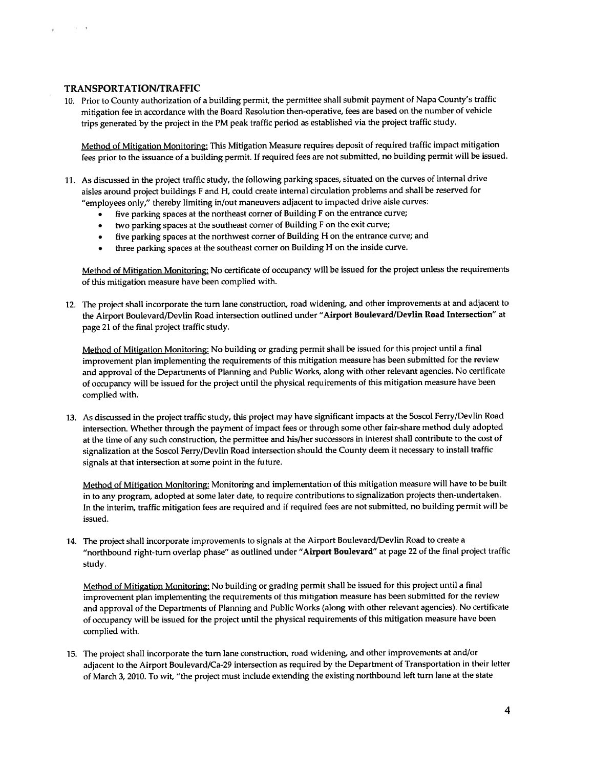## TRANSPORTATION/TRAFFIC

10. Prior to County authorization of a building permit, the permittee shall submit payment of Napa County's traffic mitigation fee in accordance with the Board Resolution then-operative, fees are based on the number of vehicle trips generated by the project in the PM peak traffic period as established via the project traffic study.

    Method of Mitigation Monitoring: This Mitigation Measure requires deposit of required traffic impact mitigation fees prior to the issuance of a building permit. If required fees are not submitted, no building permit will be issued.

11. As discussed in the project traffic study, the following parking spaces, situated on the curves of internal drive aisles around project buildings F and H, could create internal circulation problems and shall be reserved for "employees only," thereby limiting in/out maneuvers adjacent to impacted drive aisle curves:
    - five parking spaces at the northeast corner of Building F on the entrance curve;
    - two parking spaces at the southeast corner of Building F on the exit curve;
    - five parking spaces at the northwest corner of Building H on the entrance curve; and
    - three parking spaces at the southeast corner on Building H on the inside curve.

    Method of Mitigation Monitoring: No certificate of occupancy will be issued for the project unless the requirements of this mitigation measure have been complied with.

12. The project shall incorporate the turn lane construction, road widening, and other improvements at and adjacent to the Airport Boulevard/Devlin Road intersection outlined under "**Airport Boulevard/Devlin Road Intersection**" at page 21 of the final project traffic study.

    Method of Mitigation Monitoring: No building or grading permit shall be issued for this project until a final improvement plan implementing the requirements of this mitigation measure has been submitted for the review and approval of the Departments of Planning and Public Works, along with other relevant agencies. No certificate of occupancy will be issued for the project until the physical requirements of this mitigation measure have been complied with.

13. As discussed in the project traffic study, this project may have significant impacts at the Soscol Ferry/Devlin Road intersection. Whether through the payment of impact fees or through some other fair-share method duly adopted at the time of any such construction, the permittee and his/her successors in interest shall contribute to the cost of signalization at the Soscol Ferry/Devlin Road intersection should the County deem it necessary to install traffic signals at that intersection at some point in the future.

    Method of Mitigation Monitoring: Monitoring and implementation of this mitigation measure will have to be built in to any program, adopted at some later date, to require contributions to signalization projects then-undertaken. In the interim, traffic mitigation fees are required and if required fees are not submitted, no building permit will be issued.

14. The project shall incorporate improvements to signals at the Airport Boulevard/Devlin Road to create a "northbound right-turn overlap phase" as outlined under "**Airport Boulevard**" at page 22 of the final project traffic study.

    Method of Mitigation Monitoring: No building or grading permit shall be issued for this project until a final improvement plan implementing the requirements of this mitigation measure has been submitted for the review and approval of the Departments of Planning and Public Works (along with other relevant agencies). No certificate of occupancy will be issued for the project until the physical requirements of this mitigation measure have been complied with.

15. The project shall incorporate the turn lane construction, road widening, and other improvements at and/or adjacent to the Airport Boulevard/Ca-29 intersection as required by the Department of Transportation in their letter of March 3, 2010. To wit, "the project must include extending the existing northbound left turn lane at the state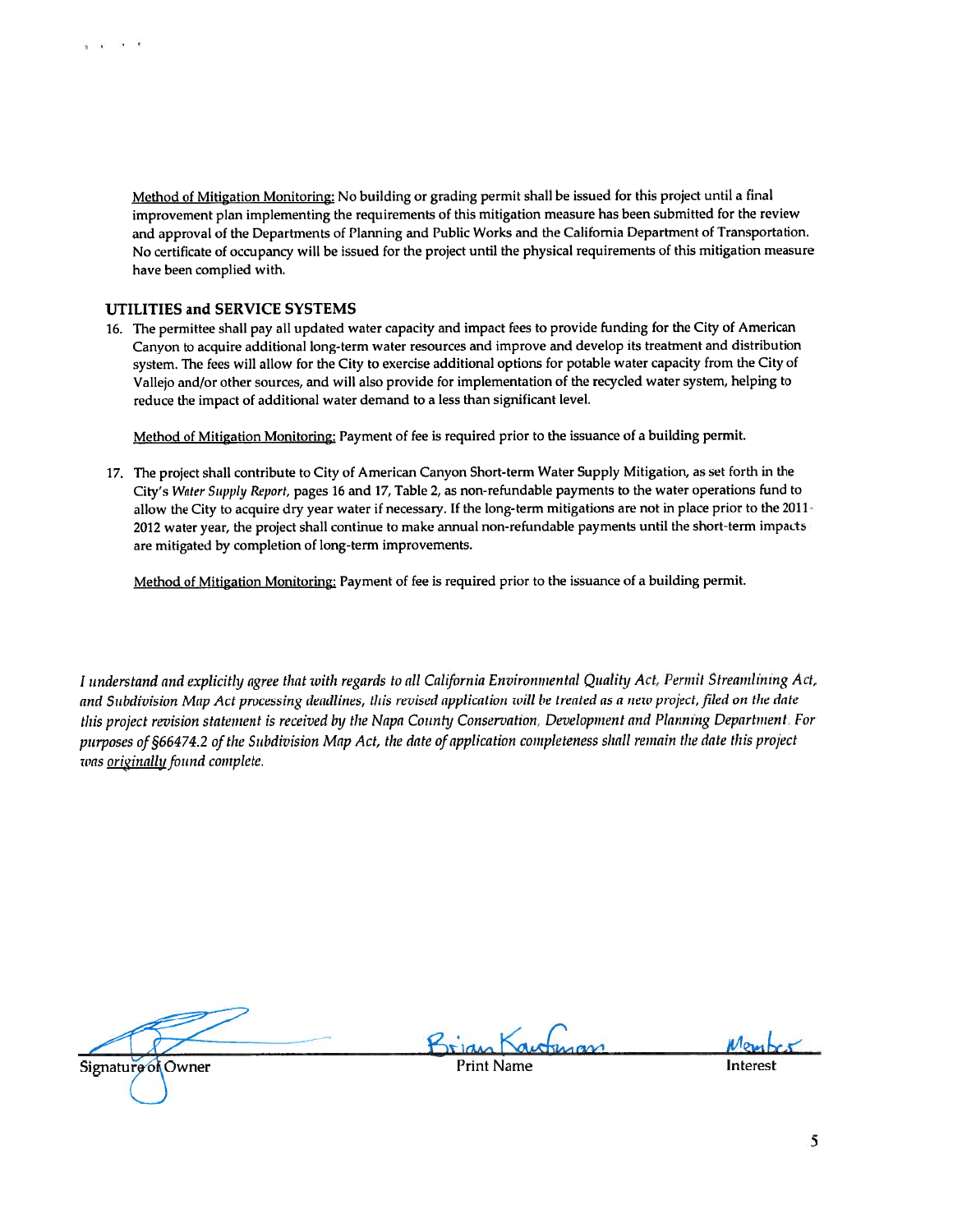Method of Mitigation Monitoring: No building or grading permit shall be issued for this project until a final improvement plan implementing the requirements of this mitigation measure has been submitted for the review and approval of the Departments of Planning and Public Works and the California Department of Transportation. No certificate of occupancy will be issued for the project until the physical requirements of this mitigation measure have been complied with.

### UTILITIES and SERVICE SYSTEMS

16. The permittee shall pay all updated water capacity and impact fees to provide funding for the City of American Canyon to acquire additional long-term water resources and improve and develop its treatment and distribution system. The fees will allow for the City to exercise additional options for potable water capacity from the City of Vallejo and/or other sources, and will also provide for implementation of the recycled water system, helping to reduce the impact of additional water demand to a less than significant level.

    Method of Mitigation Monitoring: Payment of fee is required prior to the issuance of a building permit.

17. The project shall contribute to City of American Canyon Short-term Water Supply Mitigation, as set forth in the City's *Water Supply Report*, pages 16 and 17, Table 2, as non-refundable payments to the water operations fund to allow the City to acquire dry year water if necessary. If the long-term mitigations are not in place prior to the 2011-2012 water year, the project shall continue to make annual non-refundable payments until the short-term impacts are mitigated by completion of long-term improvements.

    Method of Mitigation Monitoring: Payment of fee is required prior to the issuance of a building permit.

*I understand and explicitly agree that with regards to all California Environmental Quality Act, Permit Streamlining Act, and Subdivision Map Act processing deadlines, this revised application will be treated as a new project, filed on the date this project revision statement is received by the Napa County Conservation, Development and Planning Department. For purposes of §66474.2 of the Subdivision Map Act, the date of application completeness shall remain the date this project was originally found complete.*

| Signature of Owner | Print Name | Interest |
|---|---|---|
| [signature] | Brian Kaufman | Member |